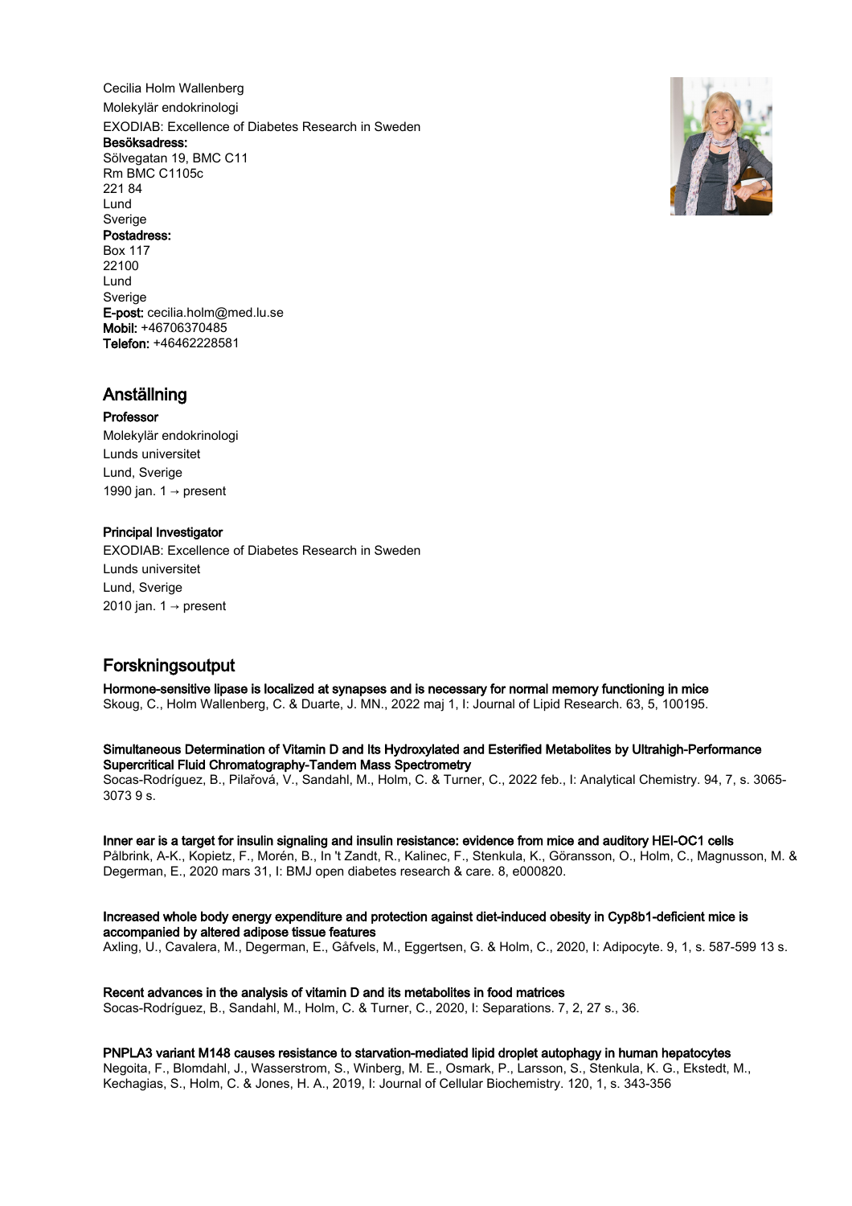Cecilia Holm Wallenberg

Molekylär endokrinologi

EXODIAB: Excellence of Diabetes Research in Sweden

**Besöksadress:**
Sölvegatan 19, BMC C11
Rm BMC C1105c
221 84
Lund
Sverige

**Postadress:**
Box 117
22100
Lund
Sverige

**E-post:** cecilia.holm@med.lu.se
**Mobil:** +46706370485
**Telefon:** +46462228581

## Anställning

**Professor**
Molekylär endokrinologi
Lunds universitet
Lund, Sverige
1990 jan. 1 → present

**Principal Investigator**
EXODIAB: Excellence of Diabetes Research in Sweden
Lunds universitet
Lund, Sverige
2010 jan. 1 → present

## Forskningsoutput

**Hormone-sensitive lipase is localized at synapses and is necessary for normal memory functioning in mice**
Skoug, C., Holm Wallenberg, C. & Duarte, J. MN., 2022 maj 1, I: Journal of Lipid Research. 63, 5, 100195.

**Simultaneous Determination of Vitamin D and Its Hydroxylated and Esterified Metabolites by Ultrahigh-Performance Supercritical Fluid Chromatography-Tandem Mass Spectrometry**
Socas-Rodríguez, B., Pilařová, V., Sandahl, M., Holm, C. & Turner, C., 2022 feb., I: Analytical Chemistry. 94, 7, s. 3065-3073 9 s.

**Inner ear is a target for insulin signaling and insulin resistance: evidence from mice and auditory HEI-OC1 cells**
Pålbrink, A-K., Kopietz, F., Morén, B., In 't Zandt, R., Kalinec, F., Stenkula, K., Göransson, O., Holm, C., Magnusson, M. & Degerman, E., 2020 mars 31, I: BMJ open diabetes research & care. 8, e000820.

**Increased whole body energy expenditure and protection against diet-induced obesity in Cyp8b1-deficient mice is accompanied by altered adipose tissue features**
Axling, U., Cavalera, M., Degerman, E., Gåfvels, M., Eggertsen, G. & Holm, C., 2020, I: Adipocyte. 9, 1, s. 587-599 13 s.

**Recent advances in the analysis of vitamin D and its metabolites in food matrices**
Socas-Rodríguez, B., Sandahl, M., Holm, C. & Turner, C., 2020, I: Separations. 7, 2, 27 s., 36.

**PNPLA3 variant M148 causes resistance to starvation-mediated lipid droplet autophagy in human hepatocytes**
Negoita, F., Blomdahl, J., Wasserstrom, S., Winberg, M. E., Osmark, P., Larsson, S., Stenkula, K. G., Ekstedt, M., Kechagias, S., Holm, C. & Jones, H. A., 2019, I: Journal of Cellular Biochemistry. 120, 1, s. 343-356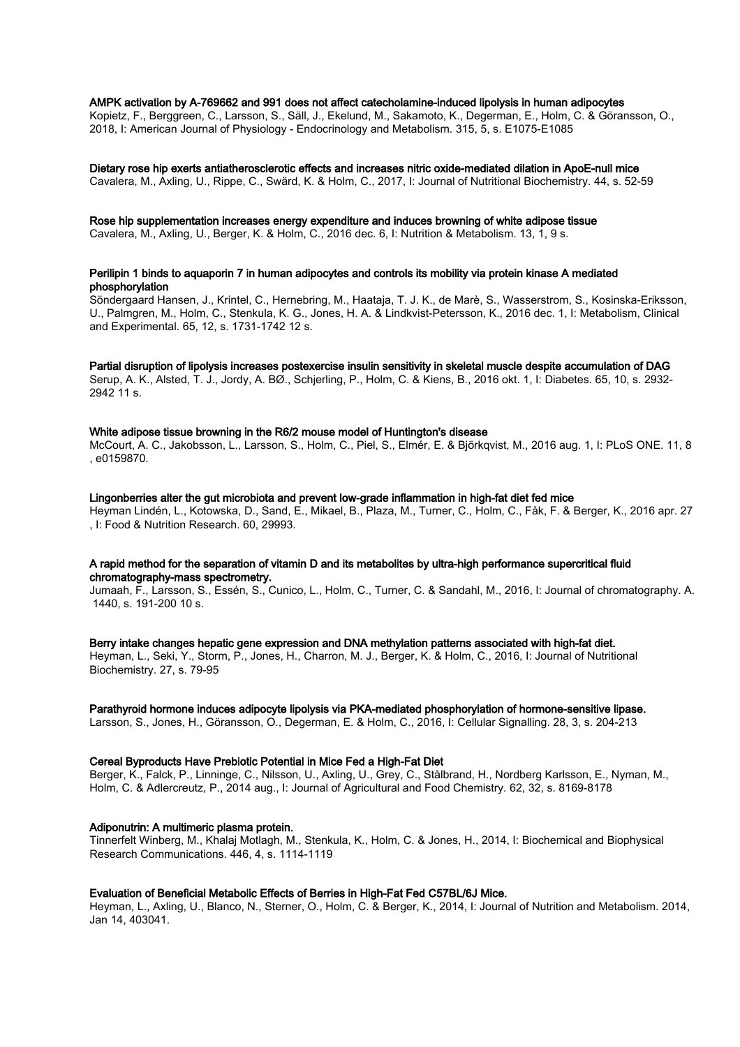**AMPK activation by A-769662 and 991 does not affect catecholamine-induced lipolysis in human adipocytes**
Kopietz, F., Berggreen, C., Larsson, S., Säll, J., Ekelund, M., Sakamoto, K., Degerman, E., Holm, C. & Göransson, O., 2018, I: American Journal of Physiology - Endocrinology and Metabolism. 315, 5, s. E1075-E1085

**Dietary rose hip exerts antiatherosclerotic effects and increases nitric oxide-mediated dilation in ApoE-null mice**
Cavalera, M., Axling, U., Rippe, C., Swärd, K. & Holm, C., 2017, I: Journal of Nutritional Biochemistry. 44, s. 52-59

**Rose hip supplementation increases energy expenditure and induces browning of white adipose tissue**
Cavalera, M., Axling, U., Berger, K. & Holm, C., 2016 dec. 6, I: Nutrition & Metabolism. 13, 1, 9 s.

**Perilipin 1 binds to aquaporin 7 in human adipocytes and controls its mobility via protein kinase A mediated phosphorylation**
Söndergaard Hansen, J., Krintel, C., Hernebring, M., Haataja, T. J. K., de Marè, S., Wasserstrom, S., Kosinska-Eriksson, U., Palmgren, M., Holm, C., Stenkula, K. G., Jones, H. A. & Lindkvist-Petersson, K., 2016 dec. 1, I: Metabolism, Clinical and Experimental. 65, 12, s. 1731-1742 12 s.

**Partial disruption of lipolysis increases postexercise insulin sensitivity in skeletal muscle despite accumulation of DAG**
Serup, A. K., Alsted, T. J., Jordy, A. BØ., Schjerling, P., Holm, C. & Kiens, B., 2016 okt. 1, I: Diabetes. 65, 10, s. 2932-2942 11 s.

**White adipose tissue browning in the R6/2 mouse model of Huntington's disease**
McCourt, A. C., Jakobsson, L., Larsson, S., Holm, C., Piel, S., Elmér, E. & Björkqvist, M., 2016 aug. 1, I: PLoS ONE. 11, 8 , e0159870.

**Lingonberries alter the gut microbiota and prevent low-grade inflammation in high-fat diet fed mice**
Heyman Lindén, L., Kotowska, D., Sand, E., Mikael, B., Plaza, M., Turner, C., Holm, C., Fåk, F. & Berger, K., 2016 apr. 27 , I: Food & Nutrition Research. 60, 29993.

**A rapid method for the separation of vitamin D and its metabolites by ultra-high performance supercritical fluid chromatography-mass spectrometry.**
Jumaah, F., Larsson, S., Essén, S., Cunico, L., Holm, C., Turner, C. & Sandahl, M., 2016, I: Journal of chromatography. A. 1440, s. 191-200 10 s.

**Berry intake changes hepatic gene expression and DNA methylation patterns associated with high-fat diet.**
Heyman, L., Seki, Y., Storm, P., Jones, H., Charron, M. J., Berger, K. & Holm, C., 2016, I: Journal of Nutritional Biochemistry. 27, s. 79-95

**Parathyroid hormone induces adipocyte lipolysis via PKA-mediated phosphorylation of hormone-sensitive lipase.**
Larsson, S., Jones, H., Göransson, O., Degerman, E. & Holm, C., 2016, I: Cellular Signalling. 28, 3, s. 204-213

**Cereal Byproducts Have Prebiotic Potential in Mice Fed a High-Fat Diet**
Berger, K., Falck, P., Linninge, C., Nilsson, U., Axling, U., Grey, C., Stålbrand, H., Nordberg Karlsson, E., Nyman, M., Holm, C. & Adlercreutz, P., 2014 aug., I: Journal of Agricultural and Food Chemistry. 62, 32, s. 8169-8178

**Adiponutrin: A multimeric plasma protein.**
Tinnerfelt Winberg, M., Khalaj Motlagh, M., Stenkula, K., Holm, C. & Jones, H., 2014, I: Biochemical and Biophysical Research Communications. 446, 4, s. 1114-1119

**Evaluation of Beneficial Metabolic Effects of Berries in High-Fat Fed C57BL/6J Mice.**
Heyman, L., Axling, U., Blanco, N., Sterner, O., Holm, C. & Berger, K., 2014, I: Journal of Nutrition and Metabolism. 2014, Jan 14, 403041.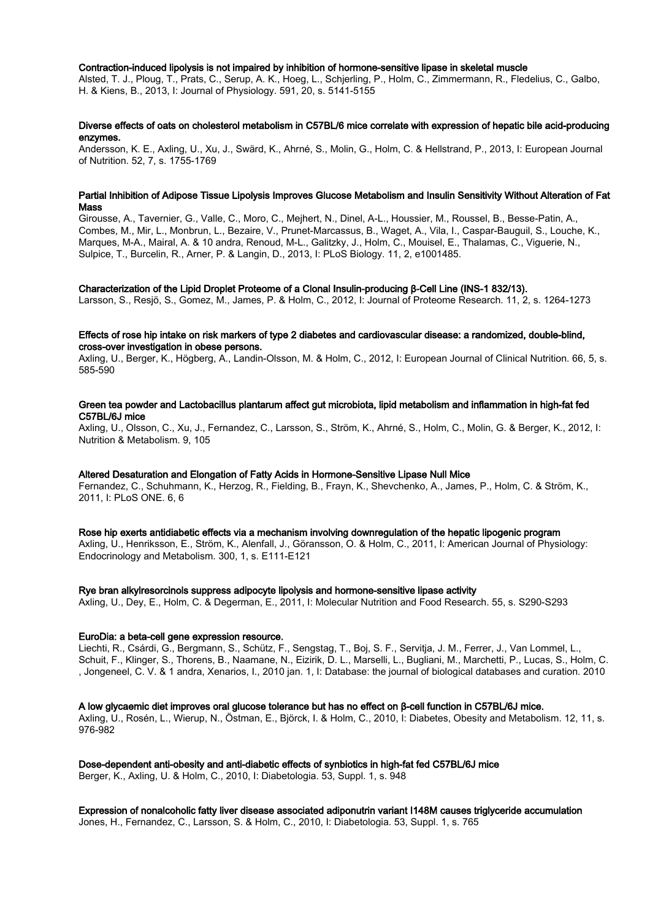**Contraction-induced lipolysis is not impaired by inhibition of hormone-sensitive lipase in skeletal muscle**
Alsted, T. J., Ploug, T., Prats, C., Serup, A. K., Hoeg, L., Schjerling, P., Holm, C., Zimmermann, R., Fledelius, C., Galbo, H. & Kiens, B., 2013, I: Journal of Physiology. 591, 20, s. 5141-5155

**Diverse effects of oats on cholesterol metabolism in C57BL/6 mice correlate with expression of hepatic bile acid-producing enzymes.**
Andersson, K. E., Axling, U., Xu, J., Swärd, K., Ahrné, S., Molin, G., Holm, C. & Hellstrand, P., 2013, I: European Journal of Nutrition. 52, 7, s. 1755-1769

**Partial Inhibition of Adipose Tissue Lipolysis Improves Glucose Metabolism and Insulin Sensitivity Without Alteration of Fat Mass**
Girousse, A., Tavernier, G., Valle, C., Moro, C., Mejhert, N., Dinel, A-L., Houssier, M., Roussel, B., Besse-Patin, A., Combes, M., Mir, L., Monbrun, L., Bezaire, V., Prunet-Marcassus, B., Waget, A., Vila, I., Caspar-Bauguil, S., Louche, K., Marques, M-A., Mairal, A. & 10 andra, Renoud, M-L., Galitzky, J., Holm, C., Mouisel, E., Thalamas, C., Viguerie, N., Sulpice, T., Burcelin, R., Arner, P. & Langin, D., 2013, I: PLoS Biology. 11, 2, e1001485.

**Characterization of the Lipid Droplet Proteome of a Clonal Insulin-producing β-Cell Line (INS-1 832/13).**
Larsson, S., Resjö, S., Gomez, M., James, P. & Holm, C., 2012, I: Journal of Proteome Research. 11, 2, s. 1264-1273

**Effects of rose hip intake on risk markers of type 2 diabetes and cardiovascular disease: a randomized, double-blind, cross-over investigation in obese persons.**
Axling, U., Berger, K., Högberg, A., Landin-Olsson, M. & Holm, C., 2012, I: European Journal of Clinical Nutrition. 66, 5, s. 585-590

**Green tea powder and Lactobacillus plantarum affect gut microbiota, lipid metabolism and inflammation in high-fat fed C57BL/6J mice**
Axling, U., Olsson, C., Xu, J., Fernandez, C., Larsson, S., Ström, K., Ahrné, S., Holm, C., Molin, G. & Berger, K., 2012, I: Nutrition & Metabolism. 9, 105

**Altered Desaturation and Elongation of Fatty Acids in Hormone-Sensitive Lipase Null Mice**
Fernandez, C., Schuhmann, K., Herzog, R., Fielding, B., Frayn, K., Shevchenko, A., James, P., Holm, C. & Ström, K., 2011, I: PLoS ONE. 6, 6

**Rose hip exerts antidiabetic effects via a mechanism involving downregulation of the hepatic lipogenic program**
Axling, U., Henriksson, E., Ström, K., Alenfall, J., Göransson, O. & Holm, C., 2011, I: American Journal of Physiology: Endocrinology and Metabolism. 300, 1, s. E111-E121

**Rye bran alkylresorcinols suppress adipocyte lipolysis and hormone-sensitive lipase activity**
Axling, U., Dey, E., Holm, C. & Degerman, E., 2011, I: Molecular Nutrition and Food Research. 55, s. S290-S293

**EuroDia: a beta-cell gene expression resource.**
Liechti, R., Csárdi, G., Bergmann, S., Schütz, F., Sengstag, T., Boj, S. F., Servitja, J. M., Ferrer, J., Van Lommel, L., Schuit, F., Klinger, S., Thorens, B., Naamane, N., Eizirik, D. L., Marselli, L., Bugliani, M., Marchetti, P., Lucas, S., Holm, C. , Jongeneel, C. V. & 1 andra, Xenarios, I., 2010 jan. 1, I: Database: the journal of biological databases and curation. 2010

**A low glycaemic diet improves oral glucose tolerance but has no effect on β-cell function in C57BL/6J mice.**
Axling, U., Rosén, L., Wierup, N., Östman, E., Björck, I. & Holm, C., 2010, I: Diabetes, Obesity and Metabolism. 12, 11, s. 976-982

**Dose-dependent anti-obesity and anti-diabetic effects of synbiotics in high-fat fed C57BL/6J mice**
Berger, K., Axling, U. & Holm, C., 2010, I: Diabetologia. 53, Suppl. 1, s. 948

**Expression of nonalcoholic fatty liver disease associated adiponutrin variant I148M causes triglyceride accumulation**
Jones, H., Fernandez, C., Larsson, S. & Holm, C., 2010, I: Diabetologia. 53, Suppl. 1, s. 765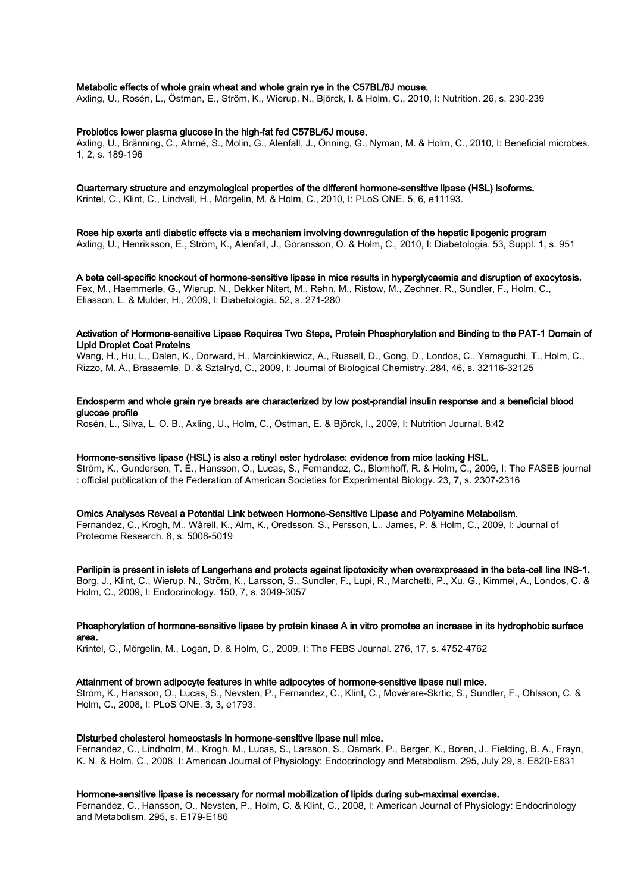**Metabolic effects of whole grain wheat and whole grain rye in the C57BL/6J mouse.**
Axling, U., Rosén, L., Östman, E., Ström, K., Wierup, N., Björck, I. & Holm, C., 2010, I: Nutrition. 26, s. 230-239

**Probiotics lower plasma glucose in the high-fat fed C57BL/6J mouse.**
Axling, U., Bränning, C., Ahrné, S., Molin, G., Alenfall, J., Önning, G., Nyman, M. & Holm, C., 2010, I: Beneficial microbes. 1, 2, s. 189-196

**Quarternary structure and enzymological properties of the different hormone-sensitive lipase (HSL) isoforms.**
Krintel, C., Klint, C., Lindvall, H., Mörgelin, M. & Holm, C., 2010, I: PLoS ONE. 5, 6, e11193.

**Rose hip exerts anti diabetic effects via a mechanism involving downregulation of the hepatic lipogenic program**
Axling, U., Henriksson, E., Ström, K., Alenfall, J., Göransson, O. & Holm, C., 2010, I: Diabetologia. 53, Suppl. 1, s. 951

**A beta cell-specific knockout of hormone-sensitive lipase in mice results in hyperglycaemia and disruption of exocytosis.**
Fex, M., Haemmerle, G., Wierup, N., Dekker Nitert, M., Rehn, M., Ristow, M., Zechner, R., Sundler, F., Holm, C., Eliasson, L. & Mulder, H., 2009, I: Diabetologia. 52, s. 271-280

**Activation of Hormone-sensitive Lipase Requires Two Steps, Protein Phosphorylation and Binding to the PAT-1 Domain of Lipid Droplet Coat Proteins**
Wang, H., Hu, L., Dalen, K., Dorward, H., Marcinkiewicz, A., Russell, D., Gong, D., Londos, C., Yamaguchi, T., Holm, C., Rizzo, M. A., Brasaemle, D. & Sztalryd, C., 2009, I: Journal of Biological Chemistry. 284, 46, s. 32116-32125

**Endosperm and whole grain rye breads are characterized by low post-prandial insulin response and a beneficial blood glucose profile**
Rosén, L., Silva, L. O. B., Axling, U., Holm, C., Östman, E. & Björck, I., 2009, I: Nutrition Journal. 8:42

**Hormone-sensitive lipase (HSL) is also a retinyl ester hydrolase: evidence from mice lacking HSL.**
Ström, K., Gundersen, T. E., Hansson, O., Lucas, S., Fernandez, C., Blomhoff, R. & Holm, C., 2009, I: The FASEB journal : official publication of the Federation of American Societies for Experimental Biology. 23, 7, s. 2307-2316

**Omics Analyses Reveal a Potential Link between Hormone-Sensitive Lipase and Polyamine Metabolism.**
Fernandez, C., Krogh, M., Wårell, K., Alm, K., Oredsson, S., Persson, L., James, P. & Holm, C., 2009, I: Journal of Proteome Research. 8, s. 5008-5019

**Perilipin is present in islets of Langerhans and protects against lipotoxicity when overexpressed in the beta-cell line INS-1.**
Borg, J., Klint, C., Wierup, N., Ström, K., Larsson, S., Sundler, F., Lupi, R., Marchetti, P., Xu, G., Kimmel, A., Londos, C. & Holm, C., 2009, I: Endocrinology. 150, 7, s. 3049-3057

**Phosphorylation of hormone-sensitive lipase by protein kinase A in vitro promotes an increase in its hydrophobic surface area.**
Krintel, C., Mörgelin, M., Logan, D. & Holm, C., 2009, I: The FEBS Journal. 276, 17, s. 4752-4762

**Attainment of brown adipocyte features in white adipocytes of hormone-sensitive lipase null mice.**
Ström, K., Hansson, O., Lucas, S., Nevsten, P., Fernandez, C., Klint, C., Movérare-Skrtic, S., Sundler, F., Ohlsson, C. & Holm, C., 2008, I: PLoS ONE. 3, 3, e1793.

**Disturbed cholesterol homeostasis in hormone-sensitive lipase null mice.**
Fernandez, C., Lindholm, M., Krogh, M., Lucas, S., Larsson, S., Osmark, P., Berger, K., Boren, J., Fielding, B. A., Frayn, K. N. & Holm, C., 2008, I: American Journal of Physiology: Endocrinology and Metabolism. 295, July 29, s. E820-E831

**Hormone-sensitive lipase is necessary for normal mobilization of lipids during sub-maximal exercise.**
Fernandez, C., Hansson, O., Nevsten, P., Holm, C. & Klint, C., 2008, I: American Journal of Physiology: Endocrinology and Metabolism. 295, s. E179-E186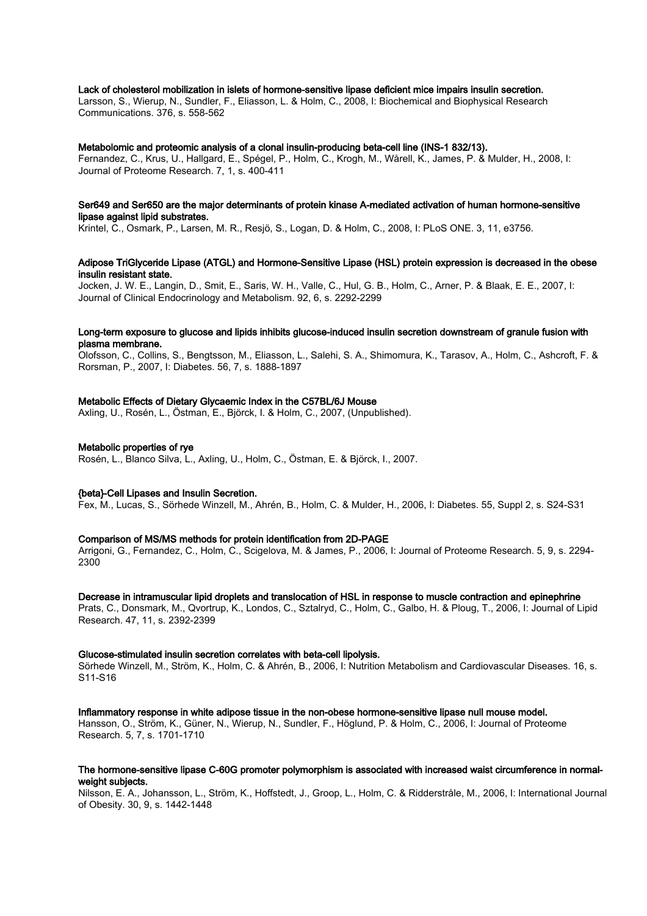**Lack of cholesterol mobilization in islets of hormone-sensitive lipase deficient mice impairs insulin secretion.**
Larsson, S., Wierup, N., Sundler, F., Eliasson, L. & Holm, C., 2008, I: Biochemical and Biophysical Research Communications. 376, s. 558-562

**Metabolomic and proteomic analysis of a clonal insulin-producing beta-cell line (INS-1 832/13).**
Fernandez, C., Krus, U., Hallgard, E., Spégel, P., Holm, C., Krogh, M., Wårell, K., James, P. & Mulder, H., 2008, I: Journal of Proteome Research. 7, 1, s. 400-411

**Ser649 and Ser650 are the major determinants of protein kinase A-mediated activation of human hormone-sensitive lipase against lipid substrates.**
Krintel, C., Osmark, P., Larsen, M. R., Resjö, S., Logan, D. & Holm, C., 2008, I: PLoS ONE. 3, 11, e3756.

**Adipose TriGlyceride Lipase (ATGL) and Hormone-Sensitive Lipase (HSL) protein expression is decreased in the obese insulin resistant state.**
Jocken, J. W. E., Langin, D., Smit, E., Saris, W. H., Valle, C., Hul, G. B., Holm, C., Arner, P. & Blaak, E. E., 2007, I: Journal of Clinical Endocrinology and Metabolism. 92, 6, s. 2292-2299

**Long-term exposure to glucose and lipids inhibits glucose-induced insulin secretion downstream of granule fusion with plasma membrane.**
Olofsson, C., Collins, S., Bengtsson, M., Eliasson, L., Salehi, S. A., Shimomura, K., Tarasov, A., Holm, C., Ashcroft, F. & Rorsman, P., 2007, I: Diabetes. 56, 7, s. 1888-1897

**Metabolic Effects of Dietary Glycaemic Index in the C57BL/6J Mouse**
Axling, U., Rosén, L., Östman, E., Björck, I. & Holm, C., 2007, (Unpublished).

**Metabolic properties of rye**
Rosén, L., Blanco Silva, L., Axling, U., Holm, C., Östman, E. & Björck, I., 2007.

**{beta}-Cell Lipases and Insulin Secretion.**
Fex, M., Lucas, S., Sörhede Winzell, M., Ahrén, B., Holm, C. & Mulder, H., 2006, I: Diabetes. 55, Suppl 2, s. S24-S31

**Comparison of MS/MS methods for protein identification from 2D-PAGE**
Arrigoni, G., Fernandez, C., Holm, C., Scigelova, M. & James, P., 2006, I: Journal of Proteome Research. 5, 9, s. 2294-2300

**Decrease in intramuscular lipid droplets and translocation of HSL in response to muscle contraction and epinephrine**
Prats, C., Donsmark, M., Qvortrup, K., Londos, C., Sztalryd, C., Holm, C., Galbo, H. & Ploug, T., 2006, I: Journal of Lipid Research. 47, 11, s. 2392-2399

**Glucose-stimulated insulin secretion correlates with beta-cell lipolysis.**
Sörhede Winzell, M., Ström, K., Holm, C. & Ahrén, B., 2006, I: Nutrition Metabolism and Cardiovascular Diseases. 16, s. S11-S16

**Inflammatory response in white adipose tissue in the non-obese hormone-sensitive lipase null mouse model.**
Hansson, O., Ström, K., Güner, N., Wierup, N., Sundler, F., Höglund, P. & Holm, C., 2006, I: Journal of Proteome Research. 5, 7, s. 1701-1710

**The hormone-sensitive lipase C-60G promoter polymorphism is associated with increased waist circumference in normal-weight subjects.**
Nilsson, E. A., Johansson, L., Ström, K., Hoffstedt, J., Groop, L., Holm, C. & Ridderstråle, M., 2006, I: International Journal of Obesity. 30, 9, s. 1442-1448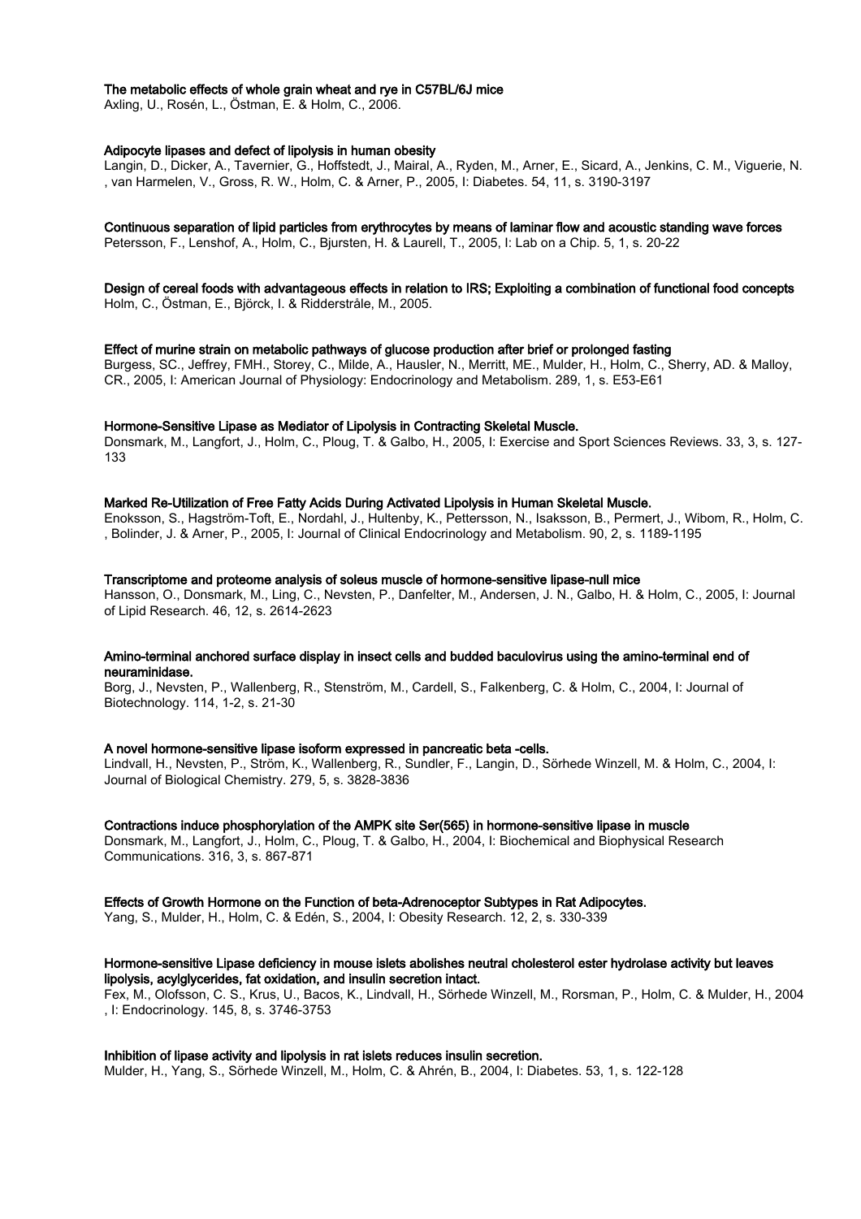**The metabolic effects of whole grain wheat and rye in C57BL/6J mice**
Axling, U., Rosén, L., Östman, E. & Holm, C., 2006.

**Adipocyte lipases and defect of lipolysis in human obesity**
Langin, D., Dicker, A., Tavernier, G., Hoffstedt, J., Mairal, A., Ryden, M., Arner, E., Sicard, A., Jenkins, C. M., Viguerie, N. , van Harmelen, V., Gross, R. W., Holm, C. & Arner, P., 2005, I: Diabetes. 54, 11, s. 3190-3197

**Continuous separation of lipid particles from erythrocytes by means of laminar flow and acoustic standing wave forces**
Petersson, F., Lenshof, A., Holm, C., Bjursten, H. & Laurell, T., 2005, I: Lab on a Chip. 5, 1, s. 20-22

**Design of cereal foods with advantageous effects in relation to IRS; Exploiting a combination of functional food concepts**
Holm, C., Östman, E., Björck, I. & Ridderstråle, M., 2005.

**Effect of murine strain on metabolic pathways of glucose production after brief or prolonged fasting**
Burgess, SC., Jeffrey, FMH., Storey, C., Milde, A., Hausler, N., Merritt, ME., Mulder, H., Holm, C., Sherry, AD. & Malloy, CR., 2005, I: American Journal of Physiology: Endocrinology and Metabolism. 289, 1, s. E53-E61

**Hormone-Sensitive Lipase as Mediator of Lipolysis in Contracting Skeletal Muscle.**
Donsmark, M., Langfort, J., Holm, C., Ploug, T. & Galbo, H., 2005, I: Exercise and Sport Sciences Reviews. 33, 3, s. 127-133

**Marked Re-Utilization of Free Fatty Acids During Activated Lipolysis in Human Skeletal Muscle.**
Enoksson, S., Hagström-Toft, E., Nordahl, J., Hultenby, K., Pettersson, N., Isaksson, B., Permert, J., Wibom, R., Holm, C. , Bolinder, J. & Arner, P., 2005, I: Journal of Clinical Endocrinology and Metabolism. 90, 2, s. 1189-1195

**Transcriptome and proteome analysis of soleus muscle of hormone-sensitive lipase-null mice**
Hansson, O., Donsmark, M., Ling, C., Nevsten, P., Danfelter, M., Andersen, J. N., Galbo, H. & Holm, C., 2005, I: Journal of Lipid Research. 46, 12, s. 2614-2623

**Amino-terminal anchored surface display in insect cells and budded baculovirus using the amino-terminal end of neuraminidase.**
Borg, J., Nevsten, P., Wallenberg, R., Stenström, M., Cardell, S., Falkenberg, C. & Holm, C., 2004, I: Journal of Biotechnology. 114, 1-2, s. 21-30

**A novel hormone-sensitive lipase isoform expressed in pancreatic beta -cells.**
Lindvall, H., Nevsten, P., Ström, K., Wallenberg, R., Sundler, F., Langin, D., Sörhede Winzell, M. & Holm, C., 2004, I: Journal of Biological Chemistry. 279, 5, s. 3828-3836

**Contractions induce phosphorylation of the AMPK site Ser(565) in hormone-sensitive lipase in muscle**
Donsmark, M., Langfort, J., Holm, C., Ploug, T. & Galbo, H., 2004, I: Biochemical and Biophysical Research Communications. 316, 3, s. 867-871

**Effects of Growth Hormone on the Function of beta-Adrenoceptor Subtypes in Rat Adipocytes.**
Yang, S., Mulder, H., Holm, C. & Edén, S., 2004, I: Obesity Research. 12, 2, s. 330-339

**Hormone-sensitive Lipase deficiency in mouse islets abolishes neutral cholesterol ester hydrolase activity but leaves lipolysis, acylglycerides, fat oxidation, and insulin secretion intact.**
Fex, M., Olofsson, C. S., Krus, U., Bacos, K., Lindvall, H., Sörhede Winzell, M., Rorsman, P., Holm, C. & Mulder, H., 2004 , I: Endocrinology. 145, 8, s. 3746-3753

**Inhibition of lipase activity and lipolysis in rat islets reduces insulin secretion.**
Mulder, H., Yang, S., Sörhede Winzell, M., Holm, C. & Ahrén, B., 2004, I: Diabetes. 53, 1, s. 122-128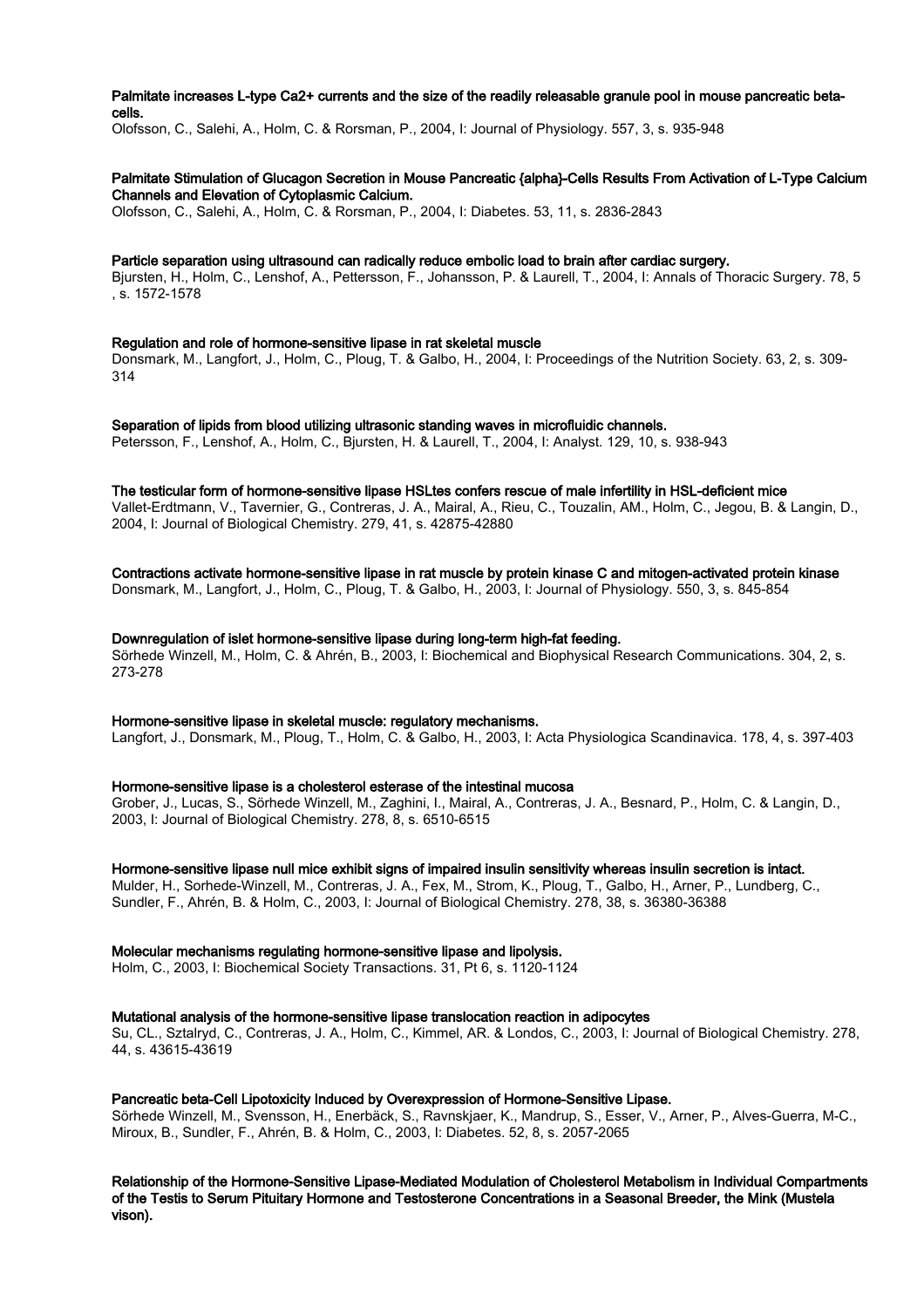**Palmitate increases L-type Ca2+ currents and the size of the readily releasable granule pool in mouse pancreatic beta-cells.**
Olofsson, C., Salehi, A., Holm, C. & Rorsman, P., 2004, I: Journal of Physiology. 557, 3, s. 935-948

**Palmitate Stimulation of Glucagon Secretion in Mouse Pancreatic {alpha}-Cells Results From Activation of L-Type Calcium Channels and Elevation of Cytoplasmic Calcium.**
Olofsson, C., Salehi, A., Holm, C. & Rorsman, P., 2004, I: Diabetes. 53, 11, s. 2836-2843

**Particle separation using ultrasound can radically reduce embolic load to brain after cardiac surgery.**
Bjursten, H., Holm, C., Lenshof, A., Pettersson, F., Johansson, P. & Laurell, T., 2004, I: Annals of Thoracic Surgery. 78, 5 , s. 1572-1578

**Regulation and role of hormone-sensitive lipase in rat skeletal muscle**
Donsmark, M., Langfort, J., Holm, C., Ploug, T. & Galbo, H., 2004, I: Proceedings of the Nutrition Society. 63, 2, s. 309-314

**Separation of lipids from blood utilizing ultrasonic standing waves in microfluidic channels.**
Petersson, F., Lenshof, A., Holm, C., Bjursten, H. & Laurell, T., 2004, I: Analyst. 129, 10, s. 938-943

**The testicular form of hormone-sensitive lipase HSLtes confers rescue of male infertility in HSL-deficient mice**
Vallet-Erdtmann, V., Tavernier, G., Contreras, J. A., Mairal, A., Rieu, C., Touzalin, AM., Holm, C., Jegou, B. & Langin, D., 2004, I: Journal of Biological Chemistry. 279, 41, s. 42875-42880

**Contractions activate hormone-sensitive lipase in rat muscle by protein kinase C and mitogen-activated protein kinase**
Donsmark, M., Langfort, J., Holm, C., Ploug, T. & Galbo, H., 2003, I: Journal of Physiology. 550, 3, s. 845-854

**Downregulation of islet hormone-sensitive lipase during long-term high-fat feeding.**
Sörhede Winzell, M., Holm, C. & Ahrén, B., 2003, I: Biochemical and Biophysical Research Communications. 304, 2, s. 273-278

**Hormone-sensitive lipase in skeletal muscle: regulatory mechanisms.**
Langfort, J., Donsmark, M., Ploug, T., Holm, C. & Galbo, H., 2003, I: Acta Physiologica Scandinavica. 178, 4, s. 397-403

**Hormone-sensitive lipase is a cholesterol esterase of the intestinal mucosa**
Grober, J., Lucas, S., Sörhede Winzell, M., Zaghini, I., Mairal, A., Contreras, J. A., Besnard, P., Holm, C. & Langin, D., 2003, I: Journal of Biological Chemistry. 278, 8, s. 6510-6515

**Hormone-sensitive lipase null mice exhibit signs of impaired insulin sensitivity whereas insulin secretion is intact.**
Mulder, H., Sorhede-Winzell, M., Contreras, J. A., Fex, M., Strom, K., Ploug, T., Galbo, H., Arner, P., Lundberg, C., Sundler, F., Ahrén, B. & Holm, C., 2003, I: Journal of Biological Chemistry. 278, 38, s. 36380-36388

**Molecular mechanisms regulating hormone-sensitive lipase and lipolysis.**
Holm, C., 2003, I: Biochemical Society Transactions. 31, Pt 6, s. 1120-1124

**Mutational analysis of the hormone-sensitive lipase translocation reaction in adipocytes**
Su, CL., Sztalryd, C., Contreras, J. A., Holm, C., Kimmel, AR. & Londos, C., 2003, I: Journal of Biological Chemistry. 278, 44, s. 43615-43619

**Pancreatic beta-Cell Lipotoxicity Induced by Overexpression of Hormone-Sensitive Lipase.**
Sörhede Winzell, M., Svensson, H., Enerbäck, S., Ravnskjaer, K., Mandrup, S., Esser, V., Arner, P., Alves-Guerra, M-C., Miroux, B., Sundler, F., Ahrén, B. & Holm, C., 2003, I: Diabetes. 52, 8, s. 2057-2065

**Relationship of the Hormone-Sensitive Lipase-Mediated Modulation of Cholesterol Metabolism in Individual Compartments of the Testis to Serum Pituitary Hormone and Testosterone Concentrations in a Seasonal Breeder, the Mink (Mustela vison).**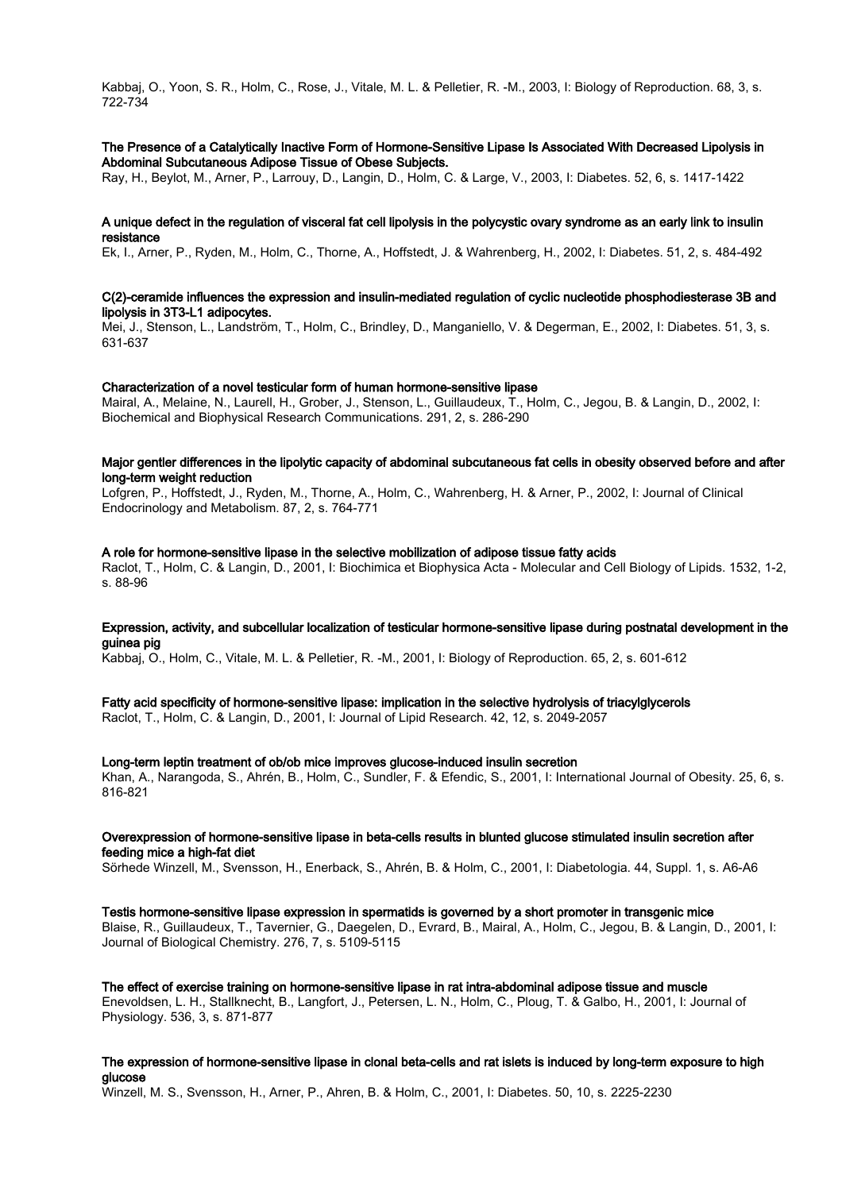Kabbaj, O., Yoon, S. R., Holm, C., Rose, J., Vitale, M. L. & Pelletier, R. -M., 2003, I: Biology of Reproduction. 68, 3, s. 722-734

**The Presence of a Catalytically Inactive Form of Hormone-Sensitive Lipase Is Associated With Decreased Lipolysis in Abdominal Subcutaneous Adipose Tissue of Obese Subjects.**

Ray, H., Beylot, M., Arner, P., Larrouy, D., Langin, D., Holm, C. & Large, V., 2003, I: Diabetes. 52, 6, s. 1417-1422

**A unique defect in the regulation of visceral fat cell lipolysis in the polycystic ovary syndrome as an early link to insulin resistance**

Ek, I., Arner, P., Ryden, M., Holm, C., Thorne, A., Hoffstedt, J. & Wahrenberg, H., 2002, I: Diabetes. 51, 2, s. 484-492

**C(2)-ceramide influences the expression and insulin-mediated regulation of cyclic nucleotide phosphodiesterase 3B and lipolysis in 3T3-L1 adipocytes.**

Mei, J., Stenson, L., Landström, T., Holm, C., Brindley, D., Manganiello, V. & Degerman, E., 2002, I: Diabetes. 51, 3, s. 631-637

**Characterization of a novel testicular form of human hormone-sensitive lipase**

Mairal, A., Melaine, N., Laurell, H., Grober, J., Stenson, L., Guillaudeux, T., Holm, C., Jegou, B. & Langin, D., 2002, I: Biochemical and Biophysical Research Communications. 291, 2, s. 286-290

**Major gentler differences in the lipolytic capacity of abdominal subcutaneous fat cells in obesity observed before and after long-term weight reduction**

Lofgren, P., Hoffstedt, J., Ryden, M., Thorne, A., Holm, C., Wahrenberg, H. & Arner, P., 2002, I: Journal of Clinical Endocrinology and Metabolism. 87, 2, s. 764-771

**A role for hormone-sensitive lipase in the selective mobilization of adipose tissue fatty acids**

Raclot, T., Holm, C. & Langin, D., 2001, I: Biochimica et Biophysica Acta - Molecular and Cell Biology of Lipids. 1532, 1-2, s. 88-96

**Expression, activity, and subcellular localization of testicular hormone-sensitive lipase during postnatal development in the guinea pig**

Kabbaj, O., Holm, C., Vitale, M. L. & Pelletier, R. -M., 2001, I: Biology of Reproduction. 65, 2, s. 601-612

**Fatty acid specificity of hormone-sensitive lipase: implication in the selective hydrolysis of triacylglycerols**

Raclot, T., Holm, C. & Langin, D., 2001, I: Journal of Lipid Research. 42, 12, s. 2049-2057

**Long-term leptin treatment of ob/ob mice improves glucose-induced insulin secretion**

Khan, A., Narangoda, S., Ahrén, B., Holm, C., Sundler, F. & Efendic, S., 2001, I: International Journal of Obesity. 25, 6, s. 816-821

**Overexpression of hormone-sensitive lipase in beta-cells results in blunted glucose stimulated insulin secretion after feeding mice a high-fat diet**

Sörhede Winzell, M., Svensson, H., Enerback, S., Ahrén, B. & Holm, C., 2001, I: Diabetologia. 44, Suppl. 1, s. A6-A6

**Testis hormone-sensitive lipase expression in spermatids is governed by a short promoter in transgenic mice**

Blaise, R., Guillaudeux, T., Tavernier, G., Daegelen, D., Evrard, B., Mairal, A., Holm, C., Jegou, B. & Langin, D., 2001, I: Journal of Biological Chemistry. 276, 7, s. 5109-5115

**The effect of exercise training on hormone-sensitive lipase in rat intra-abdominal adipose tissue and muscle**

Enevoldsen, L. H., Stallknecht, B., Langfort, J., Petersen, L. N., Holm, C., Ploug, T. & Galbo, H., 2001, I: Journal of Physiology. 536, 3, s. 871-877

**The expression of hormone-sensitive lipase in clonal beta-cells and rat islets is induced by long-term exposure to high glucose**

Winzell, M. S., Svensson, H., Arner, P., Ahren, B. & Holm, C., 2001, I: Diabetes. 50, 10, s. 2225-2230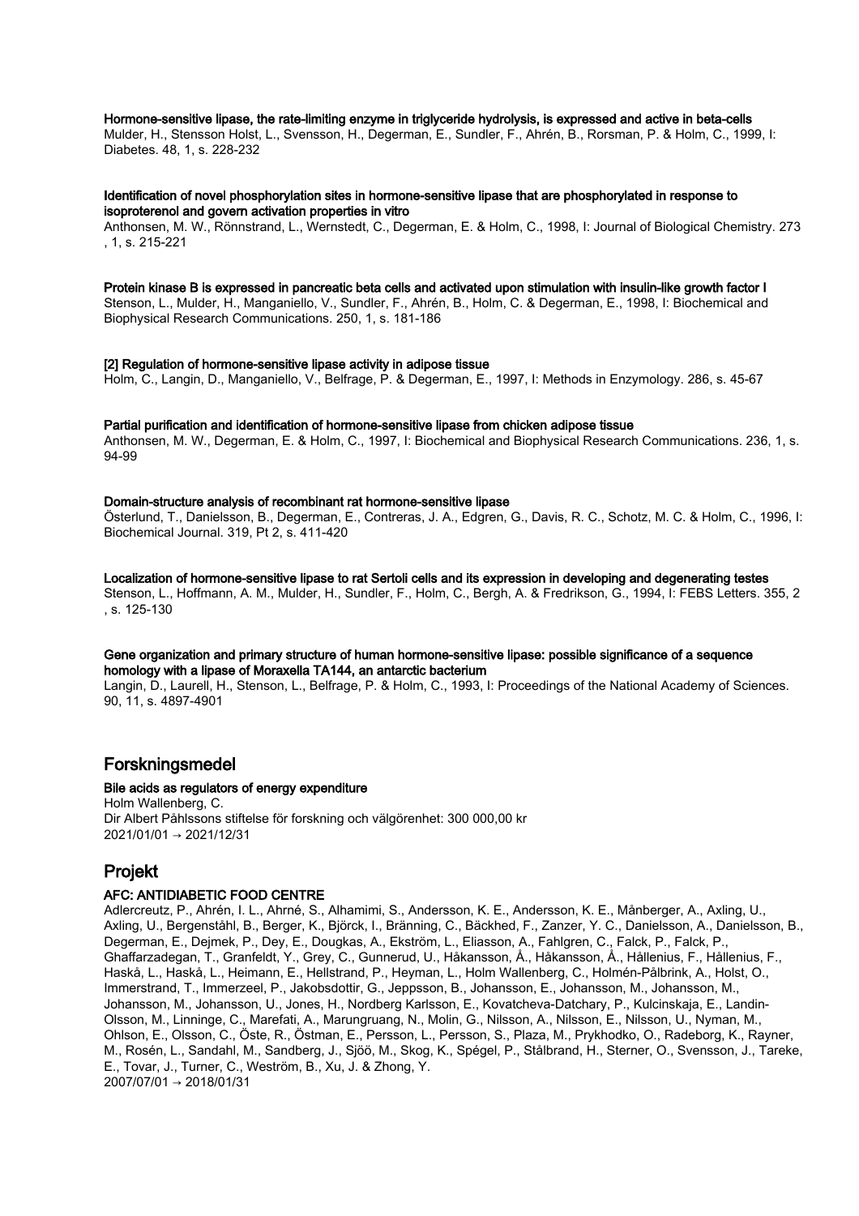**Hormone-sensitive lipase, the rate-limiting enzyme in triglyceride hydrolysis, is expressed and active in beta-cells**
Mulder, H., Stensson Holst, L., Svensson, H., Degerman, E., Sundler, F., Ahrén, B., Rorsman, P. & Holm, C., 1999, I: Diabetes. 48, 1, s. 228-232

**Identification of novel phosphorylation sites in hormone-sensitive lipase that are phosphorylated in response to isoproterenol and govern activation properties in vitro**
Anthonsen, M. W., Rönnstrand, L., Wernstedt, C., Degerman, E. & Holm, C., 1998, I: Journal of Biological Chemistry. 273 , 1, s. 215-221

**Protein kinase B is expressed in pancreatic beta cells and activated upon stimulation with insulin-like growth factor I**
Stenson, L., Mulder, H., Manganiello, V., Sundler, F., Ahrén, B., Holm, C. & Degerman, E., 1998, I: Biochemical and Biophysical Research Communications. 250, 1, s. 181-186

**[2] Regulation of hormone-sensitive lipase activity in adipose tissue**
Holm, C., Langin, D., Manganiello, V., Belfrage, P. & Degerman, E., 1997, I: Methods in Enzymology. 286, s. 45-67

**Partial purification and identification of hormone-sensitive lipase from chicken adipose tissue**
Anthonsen, M. W., Degerman, E. & Holm, C., 1997, I: Biochemical and Biophysical Research Communications. 236, 1, s. 94-99

**Domain-structure analysis of recombinant rat hormone-sensitive lipase**
Österlund, T., Danielsson, B., Degerman, E., Contreras, J. A., Edgren, G., Davis, R. C., Schotz, M. C. & Holm, C., 1996, I: Biochemical Journal. 319, Pt 2, s. 411-420

**Localization of hormone-sensitive lipase to rat Sertoli cells and its expression in developing and degenerating testes**
Stenson, L., Hoffmann, A. M., Mulder, H., Sundler, F., Holm, C., Bergh, A. & Fredrikson, G., 1994, I: FEBS Letters. 355, 2 , s. 125-130

**Gene organization and primary structure of human hormone-sensitive lipase: possible significance of a sequence homology with a lipase of Moraxella TA144, an antarctic bacterium**
Langin, D., Laurell, H., Stenson, L., Belfrage, P. & Holm, C., 1993, I: Proceedings of the National Academy of Sciences. 90, 11, s. 4897-4901

## Forskningsmedel

**Bile acids as regulators of energy expenditure**
Holm Wallenberg, C.
Dir Albert Påhlssons stiftelse för forskning och välgörenhet: 300 000,00 kr
2021/01/01 → 2021/12/31

## Projekt

**AFC: ANTIDIABETIC FOOD CENTRE**
Adlercreutz, P., Ahrén, I. L., Ahrné, S., Alhamimi, S., Andersson, K. E., Andersson, K. E., Månberger, A., Axling, U., Axling, U., Bergenståhl, B., Berger, K., Björck, I., Bränning, C., Bäckhed, F., Zanzer, Y. C., Danielsson, A., Danielsson, B., Degerman, E., Dejmek, P., Dey, E., Dougkas, A., Ekström, L., Eliasson, A., Fahlgren, C., Falck, P., Falck, P., Ghaffarzadegan, T., Granfeldt, Y., Grey, C., Gunnerud, U., Håkansson, Å., Håkansson, Å., Hållenius, F., Hållenius, F., Haskå, L., Haskå, L., Heimann, E., Hellstrand, P., Heyman, L., Holm Wallenberg, C., Holmén-Pålbrink, A., Holst, O., Immerstrand, T., Immerzeel, P., Jakobsdottir, G., Jeppsson, B., Johansson, E., Johansson, M., Johansson, M., Johansson, M., Johansson, U., Jones, H., Nordberg Karlsson, E., Kovatcheva-Datchary, P., Kulcinskaja, E., Landin-Olsson, M., Linninge, C., Marefati, A., Marungruang, N., Molin, G., Nilsson, A., Nilsson, E., Nilsson, U., Nyman, M., Ohlson, E., Olsson, C., Öste, R., Östman, E., Persson, L., Persson, S., Plaza, M., Prykhodko, O., Radeborg, K., Rayner, M., Rosén, L., Sandahl, M., Sandberg, J., Sjöö, M., Skog, K., Spégel, P., Stålbrand, H., Sterner, O., Svensson, J., Tareke, E., Tovar, J., Turner, C., Weström, B., Xu, J. & Zhong, Y.
2007/07/01 → 2018/01/31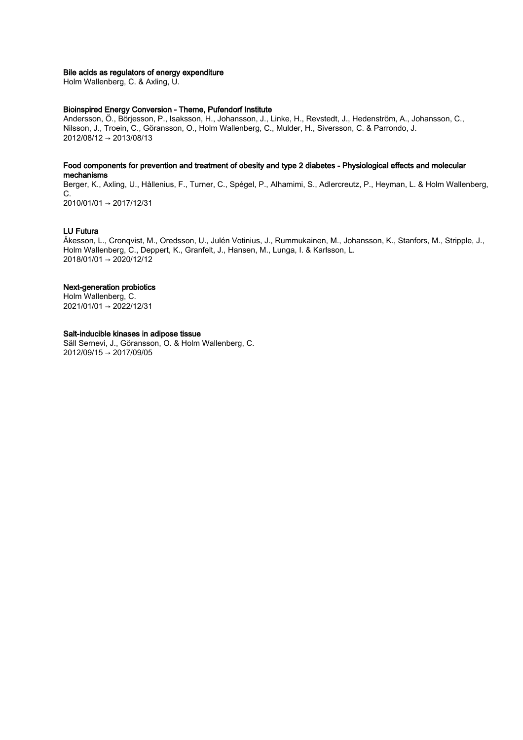**Bile acids as regulators of energy expenditure**
Holm Wallenberg, C. & Axling, U.

**Bioinspired Energy Conversion - Theme, Pufendorf Institute**
Andersson, Ö., Börjesson, P., Isaksson, H., Johansson, J., Linke, H., Revstedt, J., Hedenström, A., Johansson, C., Nilsson, J., Troein, C., Göransson, O., Holm Wallenberg, C., Mulder, H., Siversson, C. & Parrondo, J.
2012/08/12 → 2013/08/13

**Food components for prevention and treatment of obesity and type 2 diabetes - Physiological effects and molecular mechanisms**
Berger, K., Axling, U., Hållenius, F., Turner, C., Spégel, P., Alhamimi, S., Adlercreutz, P., Heyman, L. & Holm Wallenberg, C.
2010/01/01 → 2017/12/31

**LU Futura**
Åkesson, L., Cronqvist, M., Oredsson, U., Julén Votinius, J., Rummukainen, M., Johansson, K., Stanfors, M., Stripple, J., Holm Wallenberg, C., Deppert, K., Granfelt, J., Hansen, M., Lunga, I. & Karlsson, L.
2018/01/01 → 2020/12/12

**Next-generation probiotics**
Holm Wallenberg, C.
2021/01/01 → 2022/12/31

**Salt-inducible kinases in adipose tissue**
Säll Sernevi, J., Göransson, O. & Holm Wallenberg, C.
2012/09/15 → 2017/09/05